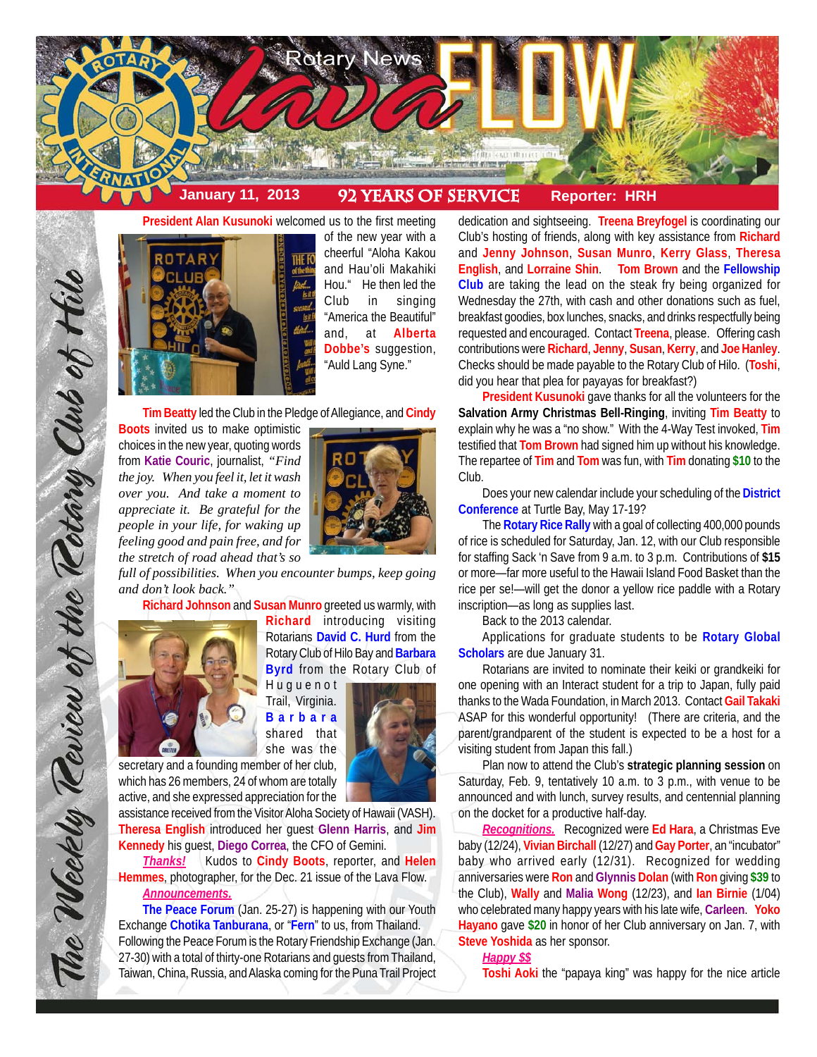# Rotary News lava FLOW

**January 11, 2013** — **92 YEARS OF SERVICE** — **Reporter: HRH**

*The Weekly Review of the Rotary Club of Hilo*

**President Alan Kusunoki** welcomed us to the first meeting of the new year with a cheerful "Aloha Kakou and Hau'oli Makahiki Hou." He then led the Club in singing "America the Beautiful" and, at **Alberta Dobbe's** suggestion, "Auld Lang Syne."

**Tim Beatty** led the Club in the Pledge of Allegiance, and **Cindy Boots** invited us to make optimistic choices in the new year, quoting words from **Katie Couric**, journalist, *"Find the joy. When you feel it, let it wash over you. And take a moment to appreciate it. Be grateful for the people in your life, for waking up feeling good and pain free, and for the stretch of road ahead that's so full of possibilities. When you encounter bumps, keep going and don't look back."*

**Richard Johnson** and **Susan Munro** greeted us warmly, with **Richard** introducing visiting Rotarians **David C. Hurd** from the Rotary Club of Hilo Bay and **Barbara Byrd** from the Rotary Club of Huguenot Trail, Virginia. **Barbara** shared that she was the secretary and a founding member of her club, which has 26 members, 24 of whom are totally active, and she expressed appreciation for the assistance received from the Visitor Aloha Society of Hawaii (VASH). **Theresa English** introduced her guest **Glenn Harris**, and **Jim Kennedy** his guest, **Diego Correa**, the CFO of Gemini.

***Thanks!*** Kudos to **Cindy Boots**, reporter, and **Helen Hemmes**, photographer, for the Dec. 21 issue of the Lava Flow.

***Announcements.***

**The Peace Forum** (Jan. 25-27) is happening with our Youth Exchange **Chotika Tanburana**, or "**Fern**" to us, from Thailand. Following the Peace Forum is the Rotary Friendship Exchange (Jan. 27-30) with a total of thirty-one Rotarians and guests from Thailand, Taiwan, China, Russia, and Alaska coming for the Puna Trail Project dedication and sightseeing. **Treena Breyfogel** is coordinating our Club's hosting of friends, along with key assistance from **Richard** and **Jenny Johnson**, **Susan Munro**, **Kerry Glass**, **Theresa English**, and **Lorraine Shin**. **Tom Brown** and the **Fellowship Club** are taking the lead on the steak fry being organized for Wednesday the 27th, with cash and other donations such as fuel, breakfast goodies, box lunches, snacks, and drinks respectfully being requested and encouraged. Contact **Treena**, please. Offering cash contributions were **Richard**, **Jenny**, **Susan**, **Kerry**, and **Joe Hanley**. Checks should be made payable to the Rotary Club of Hilo. (**Toshi**, did you hear that plea for payayas for breakfast?)

**President Kusunoki** gave thanks for all the volunteers for the **Salvation Army Christmas Bell-Ringing**, inviting **Tim Beatty** to explain why he was a "no show." With the 4-Way Test invoked, **Tim** testified that **Tom Brown** had signed him up without his knowledge. The repartee of **Tim** and **Tom** was fun, with **Tim** donating **$10** to the Club.

Does your new calendar include your scheduling of the **District Conference** at Turtle Bay, May 17-19?

The **Rotary Rice Rally** with a goal of collecting 400,000 pounds of rice is scheduled for Saturday, Jan. 12, with our Club responsible for staffing Sack 'n Save from 9 a.m. to 3 p.m. Contributions of **$15** or more—far more useful to the Hawaii Island Food Basket than the rice per se!—will get the donor a yellow rice paddle with a Rotary inscription—as long as supplies last.

Back to the 2013 calendar.

Applications for graduate students to be **Rotary Global Scholars** are due January 31.

Rotarians are invited to nominate their keiki or grandkeiki for one opening with an Interact student for a trip to Japan, fully paid thanks to the Wada Foundation, in March 2013. Contact **Gail Takaki** ASAP for this wonderful opportunity! (There are criteria, and the parent/grandparent of the student is expected to be a host for a visiting student from Japan this fall.)

Plan now to attend the Club's **strategic planning session** on Saturday, Feb. 9, tentatively 10 a.m. to 3 p.m., with venue to be announced and with lunch, survey results, and centennial planning on the docket for a productive half-day.

***Recognitions.*** Recognized were **Ed Hara**, a Christmas Eve baby (12/24), **Vivian Birchall** (12/27) and **Gay Porter**, an "incubator" baby who arrived early (12/31). Recognized for wedding anniversaries were **Ron** and **Glynnis Dolan** (with **Ron** giving **$39** to the Club), **Wally** and **Malia Wong** (12/23), and **Ian Birnie** (1/04) who celebrated many happy years with his late wife, **Carleen**. **Yoko Hayano** gave **$20** in honor of her Club anniversary on Jan. 7, with **Steve Yoshida** as her sponsor.

***Happy $$***

**Toshi Aoki** the "papaya king" was happy for the nice article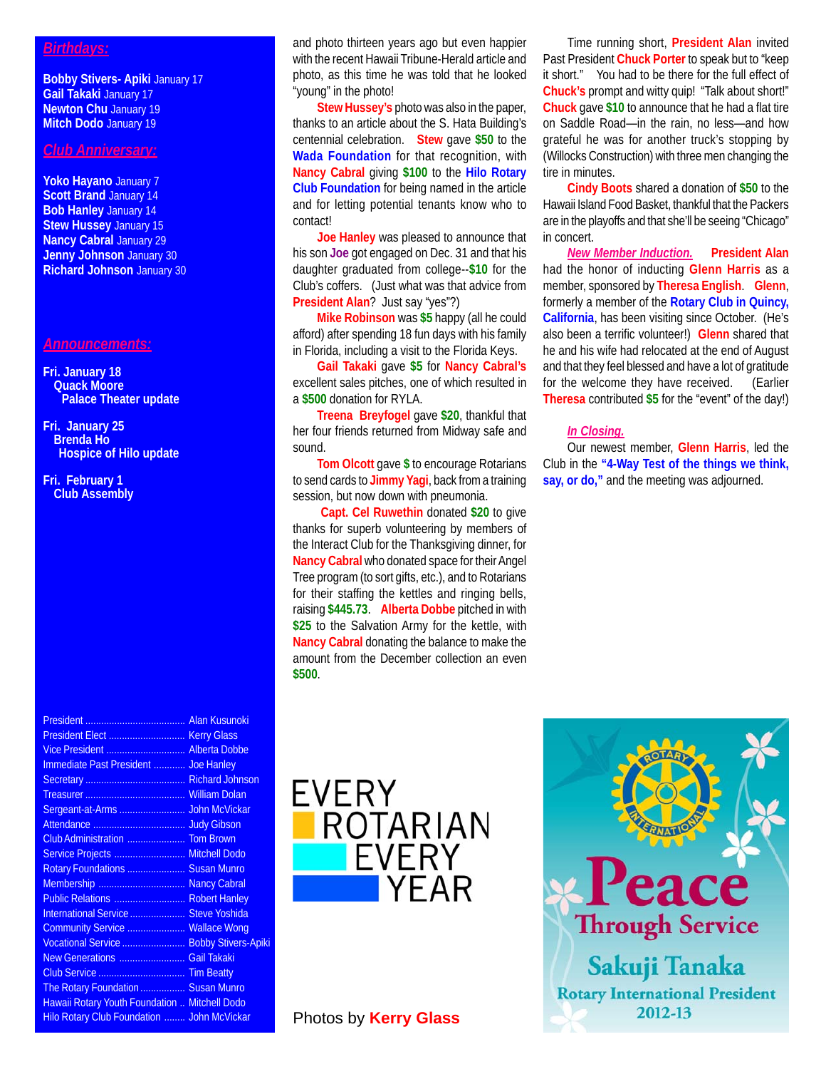## *Birthdays:*

**Bobby Stivers- Apiki** January 17
**Gail Takaki** January 17
**Newton Chu** January 19
**Mitch Dodo** January 19

## *Club Anniversary:*

**Yoko Hayano** January 7
**Scott Brand** January 14
**Bob Hanley** January 14
**Stew Hussey** January 15
**Nancy Cabral** January 29
**Jenny Johnson** January 30
**Richard Johnson** January 30

## *Announcements:*

**Fri. January 18**
**Quack Moore**
**Palace Theater update**

**Fri. January 25**
**Brenda Ho**
**Hospice of Hilo update**

**Fri. February 1**
**Club Assembly**

| | |
|---|---|
| President | Alan Kusunoki |
| President Elect | Kerry Glass |
| Vice President | Alberta Dobbe |
| Immediate Past President | Joe Hanley |
| Secretary | Richard Johnson |
| Treasurer | William Dolan |
| Sergeant-at-Arms | John McVickar |
| Attendance | Judy Gibson |
| Club Administration | Tom Brown |
| Service Projects | Mitchell Dodo |
| Rotary Foundations | Susan Munro |
| Membership | Nancy Cabral |
| Public Relations | Robert Hanley |
| International Service | Steve Yoshida |
| Community Service | Wallace Wong |
| Vocational Service | Bobby Stivers-Apiki |
| New Generations | Gail Takaki |
| Club Service | Tim Beatty |
| The Rotary Foundation | Susan Munro |
| Hawaii Rotary Youth Foundation | Mitchell Dodo |
| Hilo Rotary Club Foundation | John McVickar |

and photo thirteen years ago but even happier with the recent Hawaii Tribune-Herald article and photo, as this time he was told that he looked "young" in the photo!

**Stew Hussey's** photo was also in the paper, thanks to an article about the S. Hata Building's centennial celebration. **Stew** gave **$50** to the **Wada Foundation** for that recognition, with **Nancy Cabral** giving **$100** to the **Hilo Rotary Club Foundation** for being named in the article and for letting potential tenants know who to contact!

**Joe Hanley** was pleased to announce that his son **Joe** got engaged on Dec. 31 and that his daughter graduated from college--**$10** for the Club's coffers. (Just what was that advice from **President Alan**? Just say "yes"?)

**Mike Robinson** was **$5** happy (all he could afford) after spending 18 fun days with his family in Florida, including a visit to the Florida Keys.

**Gail Takaki** gave **$5** for **Nancy Cabral's** excellent sales pitches, one of which resulted in a **$500** donation for RYLA.

**Treena Breyfogel** gave **$20**, thankful that her four friends returned from Midway safe and sound.

**Tom Olcott** gave **$** to encourage Rotarians to send cards to **Jimmy Yagi**, back from a training session, but now down with pneumonia.

**Capt. Cel Ruwethin** donated **$20** to give thanks for superb volunteering by members of the Interact Club for the Thanksgiving dinner, for **Nancy Cabral** who donated space for their Angel Tree program (to sort gifts, etc.), and to Rotarians for their staffing the kettles and ringing bells, raising **$445.73**. **Alberta Dobbe** pitched in with **$25** to the Salvation Army for the kettle, with **Nancy Cabral** donating the balance to make the amount from the December collection an even **$500**.

Time running short, **President Alan** invited Past President **Chuck Porter** to speak but to "keep it short." You had to be there for the full effect of **Chuck's** prompt and witty quip! "Talk about short!" **Chuck** gave **$10** to announce that he had a flat tire on Saddle Road—in the rain, no less—and how grateful he was for another truck's stopping by (Willocks Construction) with three men changing the tire in minutes.

**Cindy Boots** shared a donation of **$50** to the Hawaii Island Food Basket, thankful that the Packers are in the playoffs and that she'll be seeing "Chicago" in concert.

***New Member Induction.*** **President Alan** had the honor of inducting **Glenn Harris** as a member, sponsored by **Theresa English**. **Glenn**, formerly a member of the **Rotary Club in Quincy, California**, has been visiting since October. (He's also been a terrific volunteer!) **Glenn** shared that he and his wife had relocated at the end of August and that they feel blessed and have a lot of gratitude for the welcome they have received. (Earlier **Theresa** contributed **$5** for the "event" of the day!)

***In Closing.***

Our newest member, **Glenn Harris**, led the Club in the **"4-Way Test of the things we think, say, or do,"** and the meeting was adjourned.

EVERY ROTARIAN EVERY YEAR

Photos by **Kerry Glass**

ROTARY INTERNATIONAL
Peace Through Service
Sakuji Tanaka
Rotary International President
2012-13